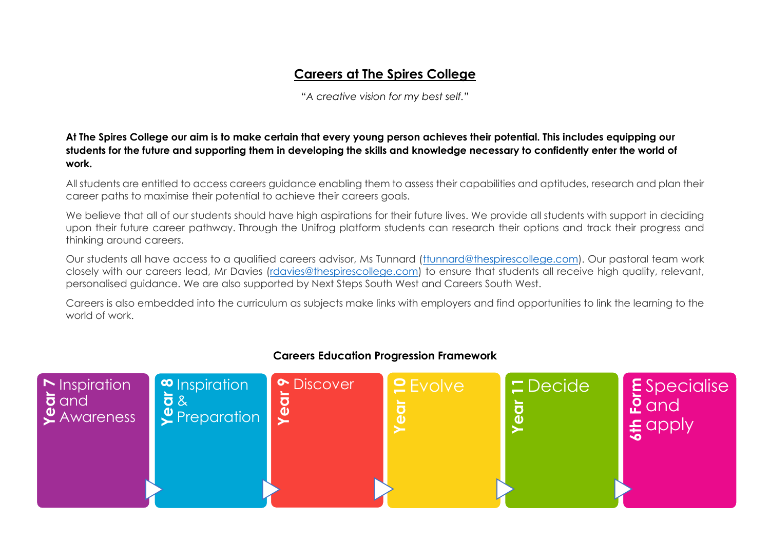# Careers at The Spires College

*"A creative vision for my best self."*

**At The Spires College our aim is to make certain that every young person achieves their potential. This includes equipping our students for the future and supporting them in developing the skills and knowledge necessary to confidently enter the world of work.**

All students are entitled to access careers guidance enabling them to assess their capabilities and aptitudes, research and plan their career paths to maximise their potential to achieve their careers goals.

We believe that all of our students should have high aspirations for their future lives. We provide all students with support in deciding upon their future career pathway. Through the Unifrog platform students can research their options and track their progress and thinking around careers.

Our students all have access to a qualified careers advisor, Ms Tunnard (ttunnard@thespirescollege.com). Our pastoral team work closely with our careers lead, Mr Davies (rdavies@thespirescollege.com) to ensure that students all receive high quality, relevant, personalised guidance. We are also supported by Next Steps South West and Careers South West.

Careers is also embedded into the curriculum as subjects make links with employers and find opportunities to link the learning to the world of work.

## Careers Education Progression Framework

- **Year 7** – Inspiration and Awareness
- **Year 8** – Inspiration & Preparation
- **Year 9** – Discover
- **Year 10** – Evolve
- **Year 11** – Decide
- **6th Form** – Specialise and apply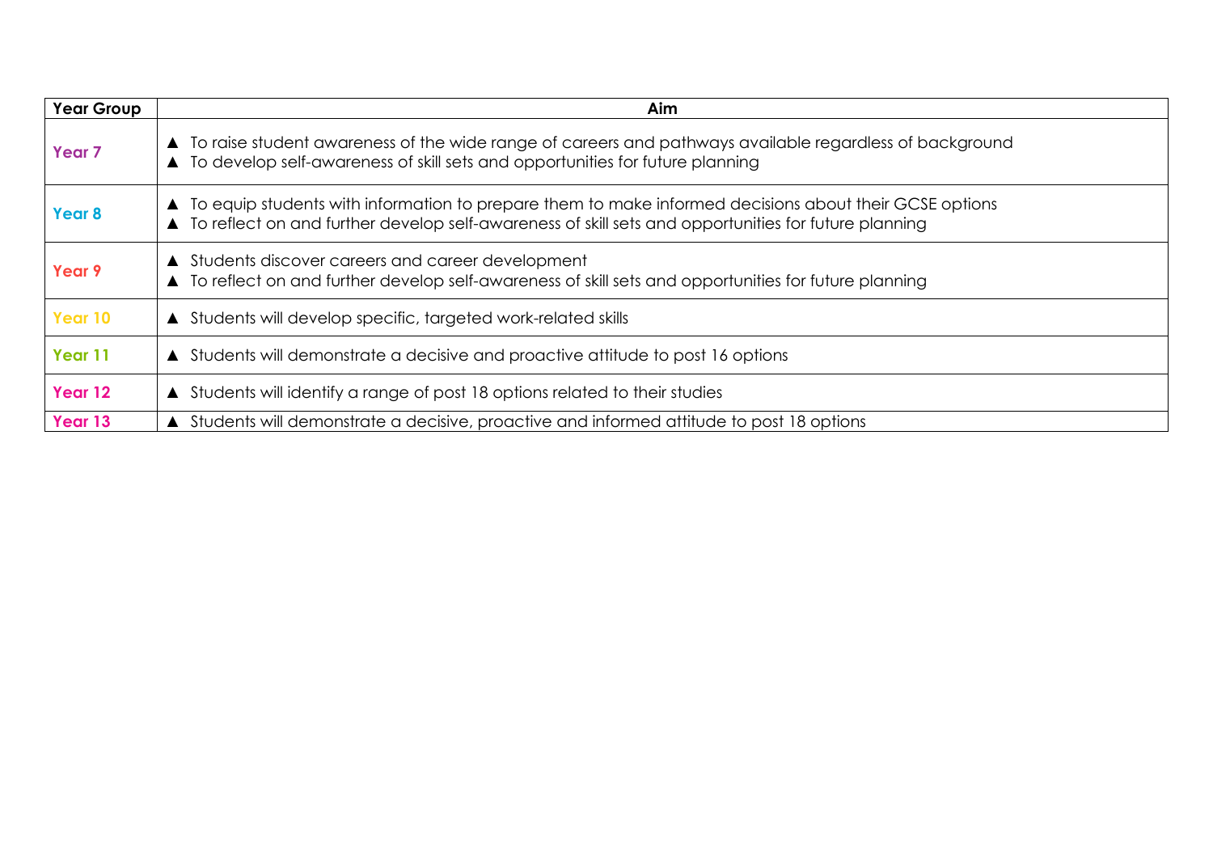| Year Group | Aim |
|---|---|
| Year 7 | ▲ To raise student awareness of the wide range of careers and pathways available regardless of background<br>▲ To develop self-awareness of skill sets and opportunities for future planning |
| Year 8 | ▲ To equip students with information to prepare them to make informed decisions about their GCSE options<br>▲ To reflect on and further develop self-awareness of skill sets and opportunities for future planning |
| Year 9 | ▲ Students discover careers and career development<br>▲ To reflect on and further develop self-awareness of skill sets and opportunities for future planning |
| Year 10 | ▲ Students will develop specific, targeted work-related skills |
| Year 11 | ▲ Students will demonstrate a decisive and proactive attitude to post 16 options |
| Year 12 | ▲ Students will identify a range of post 18 options related to their studies |
| Year 13 | ▲ Students will demonstrate a decisive, proactive and informed attitude to post 18 options |